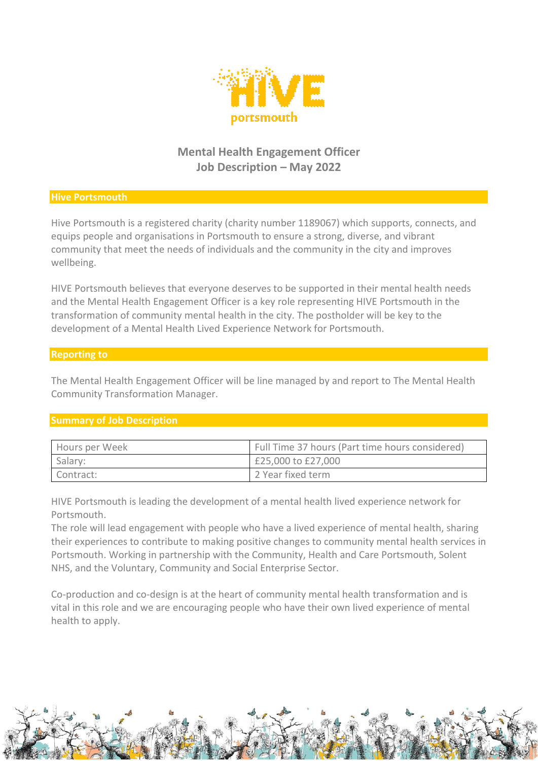# Mental Health Engagement Officer
# Job Description – May 2022

## Hive Portsmouth

Hive Portsmouth is a registered charity (charity number 1189067) which supports, connects, and equips people and organisations in Portsmouth to ensure a strong, diverse, and vibrant community that meet the needs of individuals and the community in the city and improves wellbeing.

HIVE Portsmouth believes that everyone deserves to be supported in their mental health needs and the Mental Health Engagement Officer is a key role representing HIVE Portsmouth in the transformation of community mental health in the city. The postholder will be key to the development of a Mental Health Lived Experience Network for Portsmouth.

## Reporting to

The Mental Health Engagement Officer will be line managed by and report to The Mental Health Community Transformation Manager.

## Summary of Job Description

| Hours per Week | Full Time 37 hours (Part time hours considered) |
|---|---|
| Salary: | £25,000 to £27,000 |
| Contract: | 2 Year fixed term |

HIVE Portsmouth is leading the development of a mental health lived experience network for Portsmouth.

The role will lead engagement with people who have a lived experience of mental health, sharing their experiences to contribute to making positive changes to community mental health services in Portsmouth. Working in partnership with the Community, Health and Care Portsmouth, Solent NHS, and the Voluntary, Community and Social Enterprise Sector.

Co-production and co-design is at the heart of community mental health transformation and is vital in this role and we are encouraging people who have their own lived experience of mental health to apply.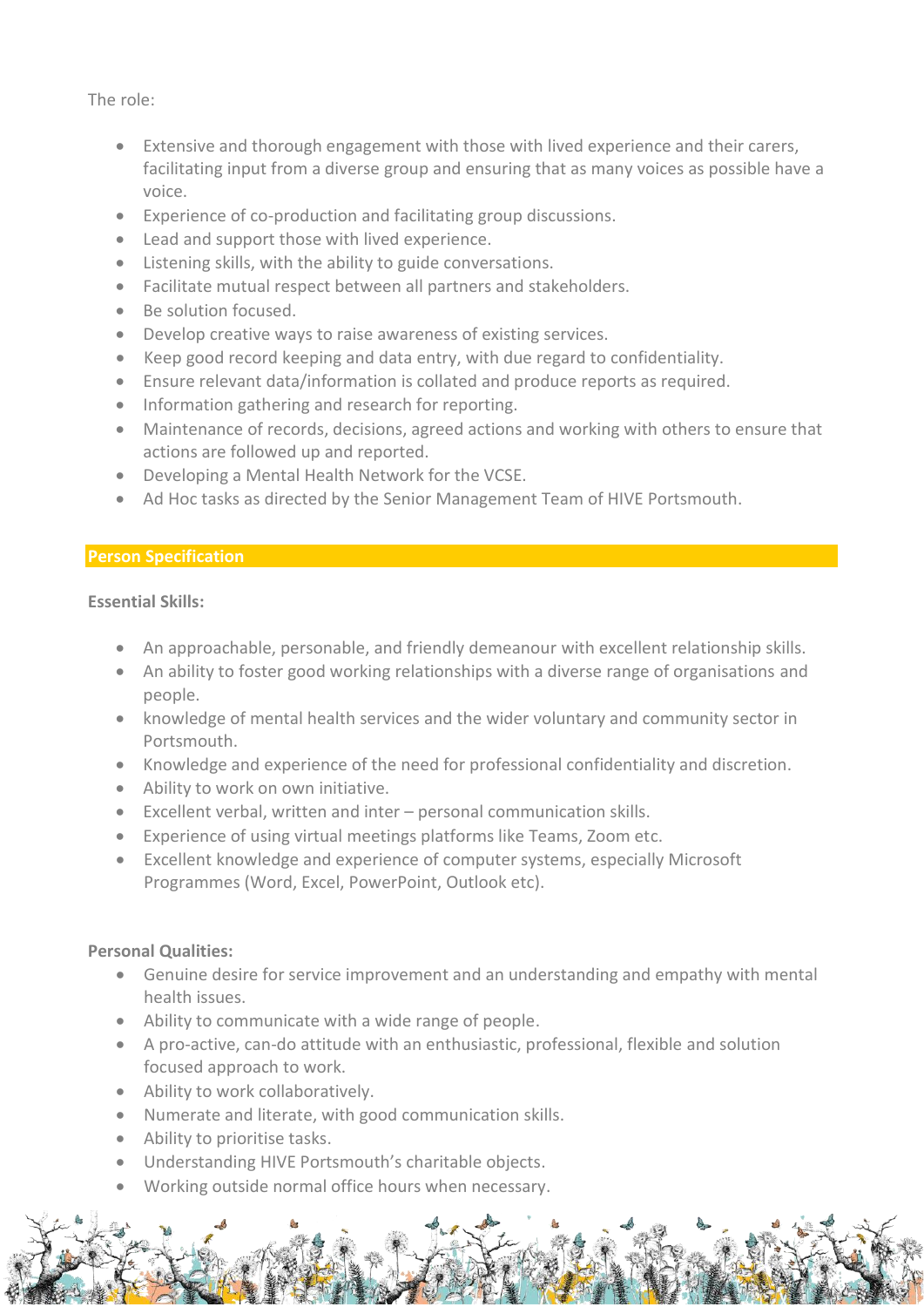The role:

- Extensive and thorough engagement with those with lived experience and their carers, facilitating input from a diverse group and ensuring that as many voices as possible have a voice.
- Experience of co-production and facilitating group discussions.
- Lead and support those with lived experience.
- Listening skills, with the ability to guide conversations.
- Facilitate mutual respect between all partners and stakeholders.
- Be solution focused.
- Develop creative ways to raise awareness of existing services.
- Keep good record keeping and data entry, with due regard to confidentiality.
- Ensure relevant data/information is collated and produce reports as required.
- Information gathering and research for reporting.
- Maintenance of records, decisions, agreed actions and working with others to ensure that actions are followed up and reported.
- Developing a Mental Health Network for the VCSE.
- Ad Hoc tasks as directed by the Senior Management Team of HIVE Portsmouth.

## Person Specification

**Essential Skills:**

- An approachable, personable, and friendly demeanour with excellent relationship skills.
- An ability to foster good working relationships with a diverse range of organisations and people.
- knowledge of mental health services and the wider voluntary and community sector in Portsmouth.
- Knowledge and experience of the need for professional confidentiality and discretion.
- Ability to work on own initiative.
- Excellent verbal, written and inter – personal communication skills.
- Experience of using virtual meetings platforms like Teams, Zoom etc.
- Excellent knowledge and experience of computer systems, especially Microsoft Programmes (Word, Excel, PowerPoint, Outlook etc).

**Personal Qualities:**

- Genuine desire for service improvement and an understanding and empathy with mental health issues.
- Ability to communicate with a wide range of people.
- A pro-active, can-do attitude with an enthusiastic, professional, flexible and solution focused approach to work.
- Ability to work collaboratively.
- Numerate and literate, with good communication skills.
- Ability to prioritise tasks.
- Understanding HIVE Portsmouth's charitable objects.
- Working outside normal office hours when necessary.